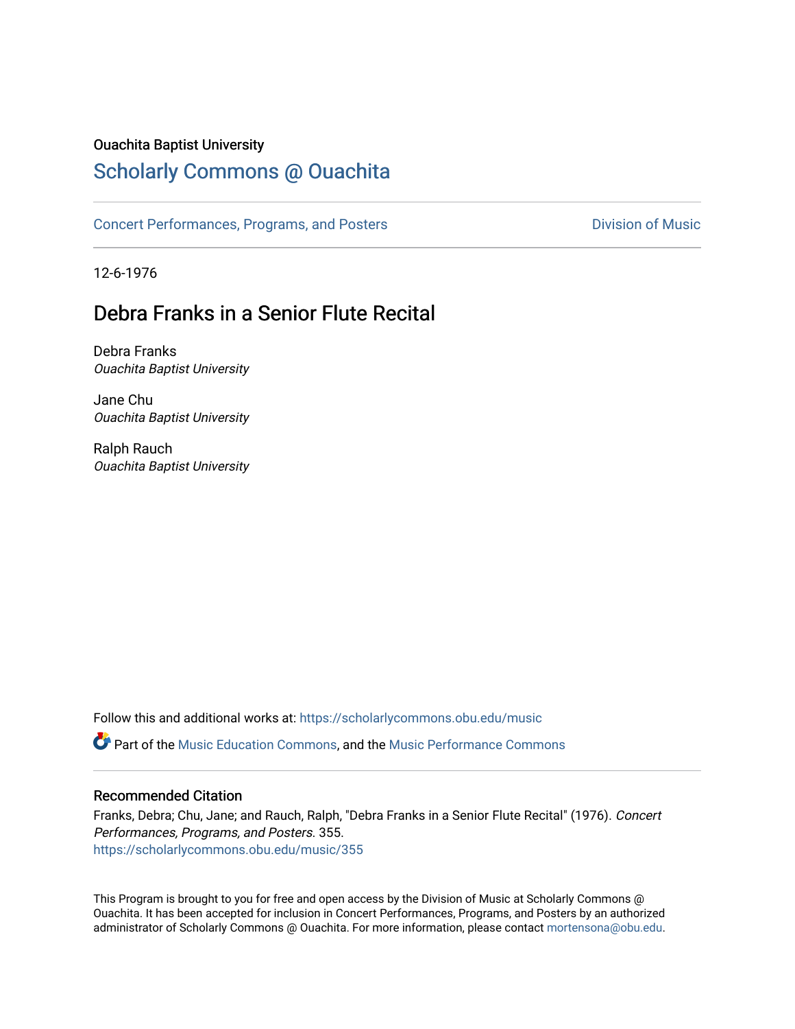Ouachita Baptist University

# Scholarly Commons @ Ouachita

Concert Performances, Programs, and Posters

Division of Music

12-6-1976

## Debra Franks in a Senior Flute Recital

Debra Franks
*Ouachita Baptist University*

Jane Chu
*Ouachita Baptist University*

Ralph Rauch
*Ouachita Baptist University*

Follow this and additional works at: https://scholarlycommons.obu.edu/music

Part of the Music Education Commons, and the Music Performance Commons

### Recommended Citation

Franks, Debra; Chu, Jane; and Rauch, Ralph, "Debra Franks in a Senior Flute Recital" (1976). *Concert Performances, Programs, and Posters*. 355.
https://scholarlycommons.obu.edu/music/355

This Program is brought to you for free and open access by the Division of Music at Scholarly Commons @ Ouachita. It has been accepted for inclusion in Concert Performances, Programs, and Posters by an authorized administrator of Scholarly Commons @ Ouachita. For more information, please contact mortensona@obu.edu.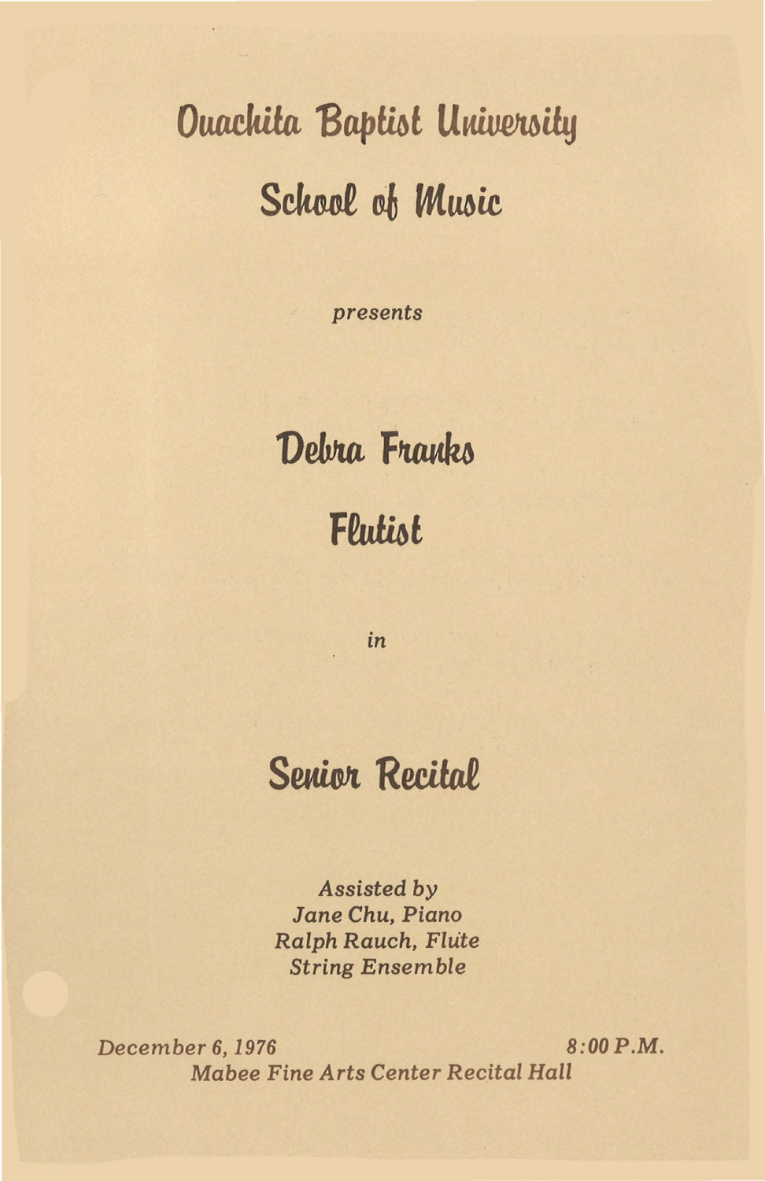# Ouachita Baptist University

## School of Music

*presents*

# Debra Franks

## Flutist

*in*

# Senior Recital

*Assisted by*
*Jane Chu, Piano*
*Ralph Rauch, Flute*
*String Ensemble*

*December 6, 1976* *8:00 P.M.*
*Mabee Fine Arts Center Recital Hall*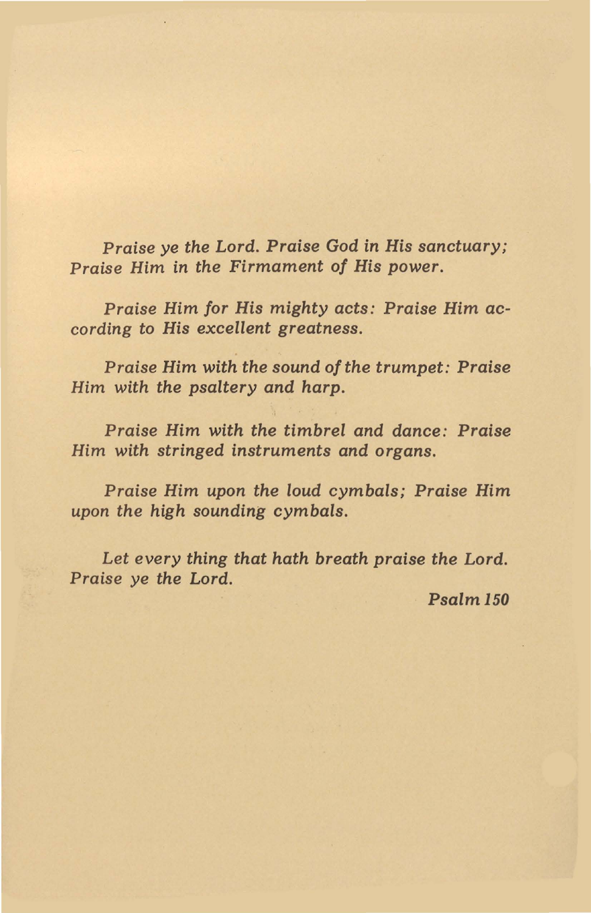*Praise ye the Lord. Praise God in His sanctuary; Praise Him in the Firmament of His power.*

*Praise Him for His mighty acts: Praise Him according to His excellent greatness.*

*Praise Him with the sound of the trumpet: Praise Him with the psaltery and harp.*

*Praise Him with the timbrel and dance: Praise Him with stringed instruments and organs.*

*Praise Him upon the loud cymbals; Praise Him upon the high sounding cymbals.*

*Let every thing that hath breath praise the Lord. Praise ye the Lord.*

***Psalm 150***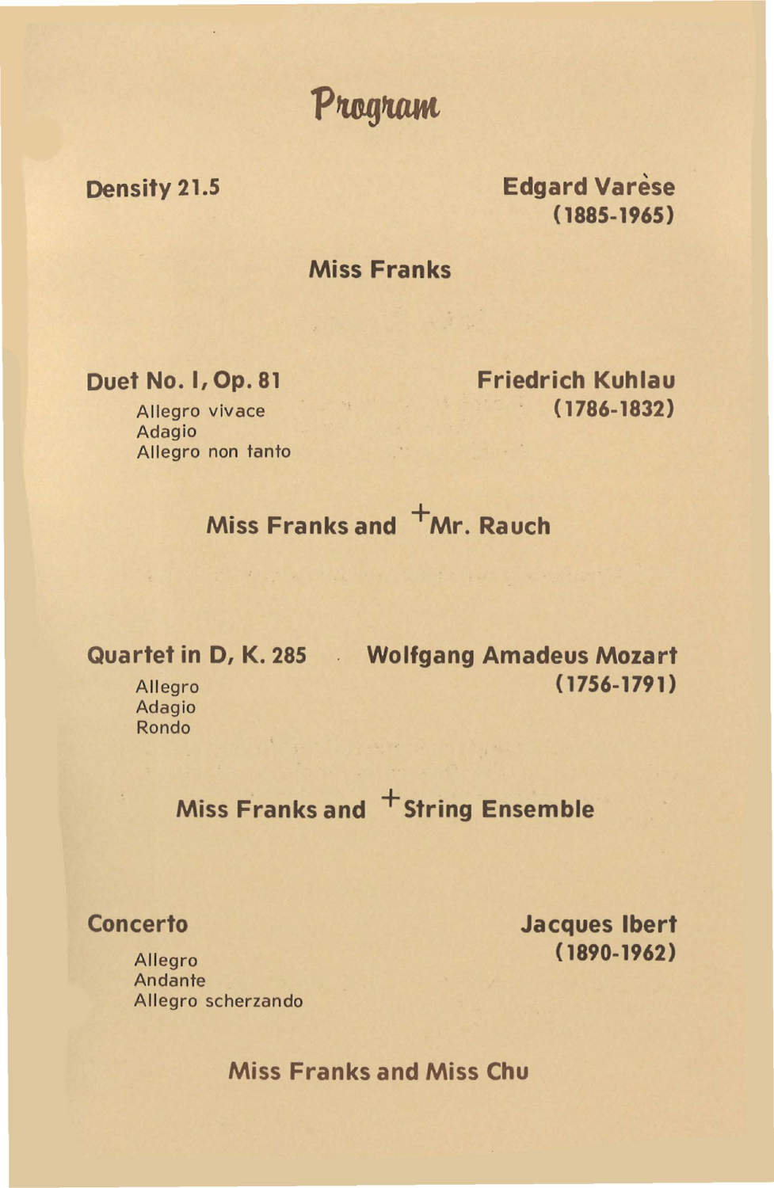# Program

**Density 21.5** — **Edgard Varèse (1885-1965)**

**Miss Franks**

**Duet No. I, Op. 81** — **Friedrich Kuhlau (1786-1832)**

Allegro vivace
Adagio
Allegro non tanto

**Miss Franks and +Mr. Rauch**

**Quartet in D, K. 285** — **Wolfgang Amadeus Mozart (1756-1791)**

Allegro
Adagio
Rondo

**Miss Franks and +String Ensemble**

**Concerto** — **Jacques Ibert (1890-1962)**

Allegro
Andante
Allegro scherzando

**Miss Franks and Miss Chu**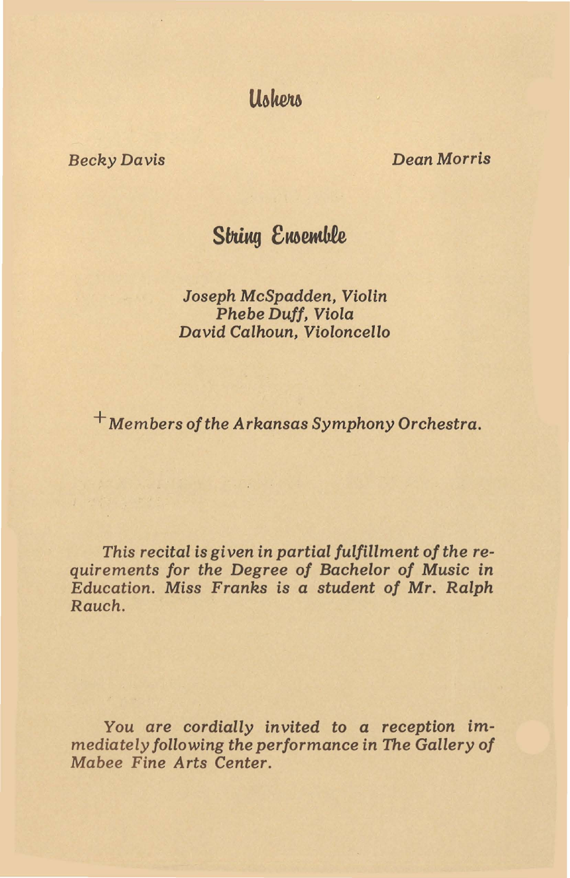## Ushers

*Becky Davis* *Dean Morris*

## String Ensemble

*Joseph McSpadden, Violin*
*Phebe Duff, Viola*
*David Calhoun, Violoncello*

+*Members of the Arkansas Symphony Orchestra.*

*This recital is given in partial fulfillment of the requirements for the Degree of Bachelor of Music in Education. Miss Franks is a student of Mr. Ralph Rauch.*

*You are cordially invited to a reception immediately following the performance in The Gallery of Mabee Fine Arts Center.*